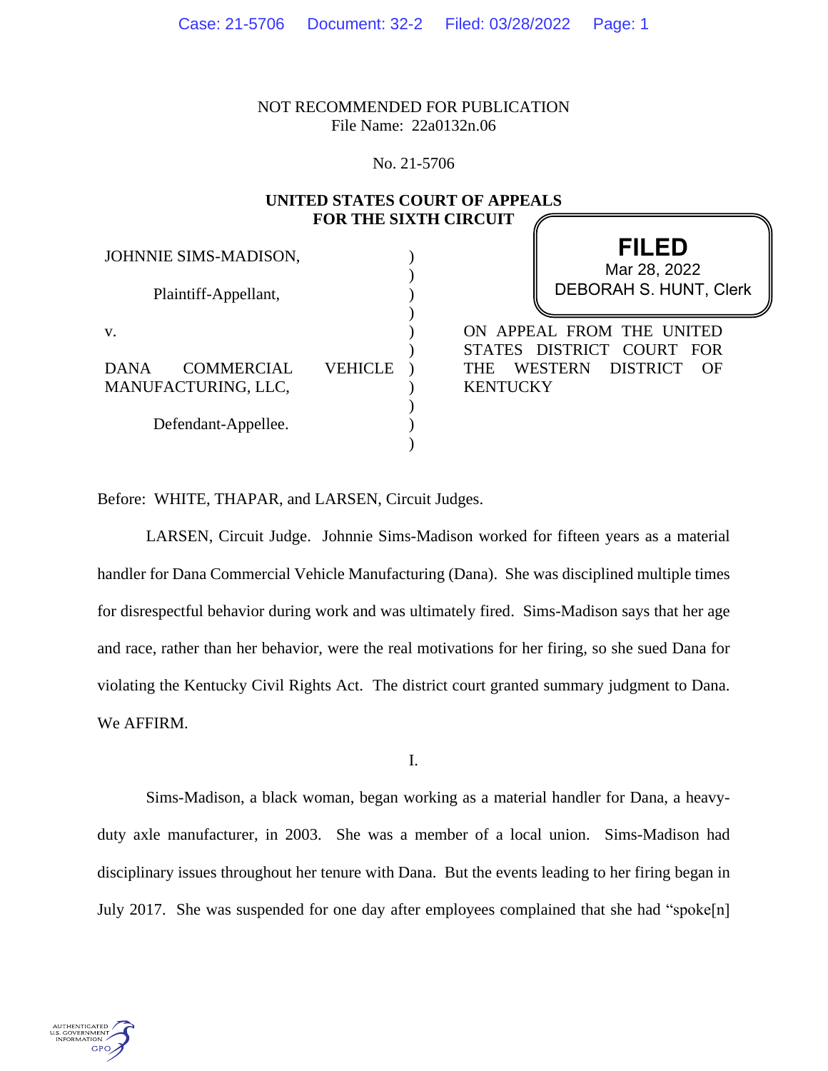NOT RECOMMENDED FOR PUBLICATION
File Name: 22a0132n.06

No. 21-5706

**UNITED STATES COURT OF APPEALS**
**FOR THE SIXTH CIRCUIT**

JOHNNIE SIMS-MADISON,

Plaintiff-Appellant,

v.

DANA COMMERCIAL VEHICLE MANUFACTURING, LLC,

Defendant-Appellee.

**FILED**
Mar 28, 2022
DEBORAH S. HUNT, Clerk

ON APPEAL FROM THE UNITED STATES DISTRICT COURT FOR THE WESTERN DISTRICT OF KENTUCKY

Before: WHITE, THAPAR, and LARSEN, Circuit Judges.

LARSEN, Circuit Judge. Johnnie Sims-Madison worked for fifteen years as a material handler for Dana Commercial Vehicle Manufacturing (Dana). She was disciplined multiple times for disrespectful behavior during work and was ultimately fired. Sims-Madison says that her age and race, rather than her behavior, were the real motivations for her firing, so she sued Dana for violating the Kentucky Civil Rights Act. The district court granted summary judgment to Dana. We AFFIRM.

I.

Sims-Madison, a black woman, began working as a material handler for Dana, a heavy-duty axle manufacturer, in 2003. She was a member of a local union. Sims-Madison had disciplinary issues throughout her tenure with Dana. But the events leading to her firing began in July 2017. She was suspended for one day after employees complained that she had "spoke[n]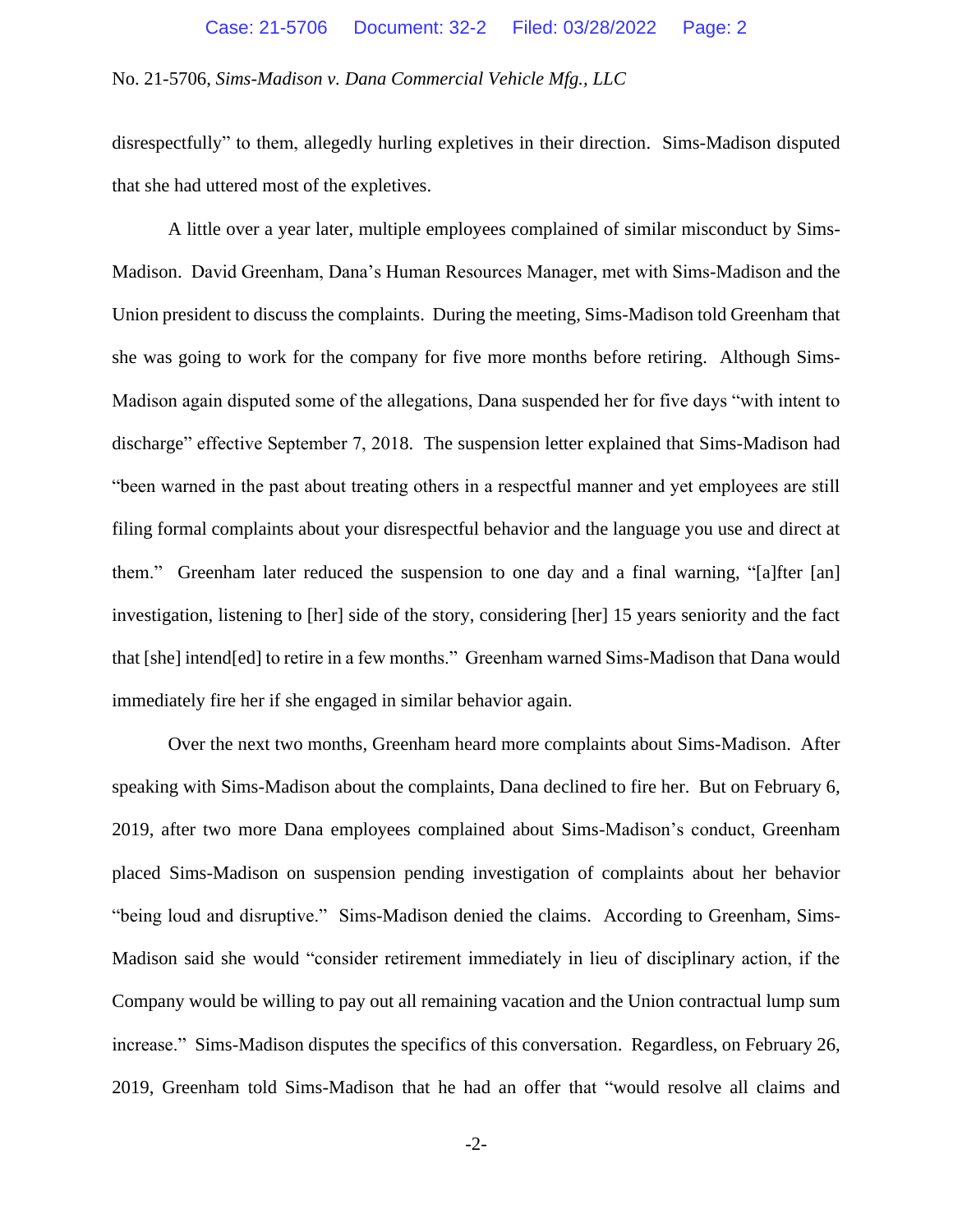disrespectfully" to them, allegedly hurling expletives in their direction. Sims-Madison disputed that she had uttered most of the expletives.

A little over a year later, multiple employees complained of similar misconduct by Sims-Madison. David Greenham, Dana's Human Resources Manager, met with Sims-Madison and the Union president to discuss the complaints. During the meeting, Sims-Madison told Greenham that she was going to work for the company for five more months before retiring. Although Sims-Madison again disputed some of the allegations, Dana suspended her for five days "with intent to discharge" effective September 7, 2018. The suspension letter explained that Sims-Madison had "been warned in the past about treating others in a respectful manner and yet employees are still filing formal complaints about your disrespectful behavior and the language you use and direct at them." Greenham later reduced the suspension to one day and a final warning, "[a]fter [an] investigation, listening to [her] side of the story, considering [her] 15 years seniority and the fact that [she] intend[ed] to retire in a few months." Greenham warned Sims-Madison that Dana would immediately fire her if she engaged in similar behavior again.

Over the next two months, Greenham heard more complaints about Sims-Madison. After speaking with Sims-Madison about the complaints, Dana declined to fire her. But on February 6, 2019, after two more Dana employees complained about Sims-Madison's conduct, Greenham placed Sims-Madison on suspension pending investigation of complaints about her behavior "being loud and disruptive." Sims-Madison denied the claims. According to Greenham, Sims-Madison said she would "consider retirement immediately in lieu of disciplinary action, if the Company would be willing to pay out all remaining vacation and the Union contractual lump sum increase." Sims-Madison disputes the specifics of this conversation. Regardless, on February 26, 2019, Greenham told Sims-Madison that he had an offer that "would resolve all claims and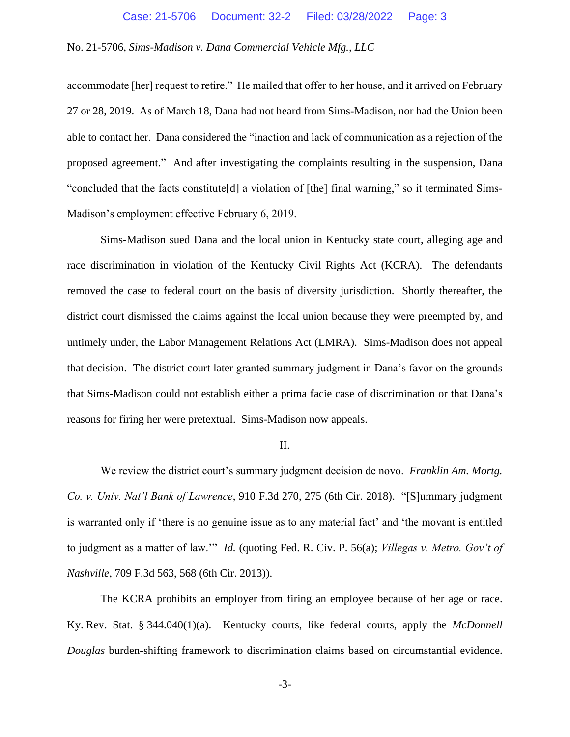accommodate [her] request to retire." He mailed that offer to her house, and it arrived on February 27 or 28, 2019. As of March 18, Dana had not heard from Sims-Madison, nor had the Union been able to contact her. Dana considered the "inaction and lack of communication as a rejection of the proposed agreement." And after investigating the complaints resulting in the suspension, Dana "concluded that the facts constitute[d] a violation of [the] final warning," so it terminated Sims-Madison's employment effective February 6, 2019.

Sims-Madison sued Dana and the local union in Kentucky state court, alleging age and race discrimination in violation of the Kentucky Civil Rights Act (KCRA). The defendants removed the case to federal court on the basis of diversity jurisdiction. Shortly thereafter, the district court dismissed the claims against the local union because they were preempted by, and untimely under, the Labor Management Relations Act (LMRA). Sims-Madison does not appeal that decision. The district court later granted summary judgment in Dana's favor on the grounds that Sims-Madison could not establish either a prima facie case of discrimination or that Dana's reasons for firing her were pretextual. Sims-Madison now appeals.

## II.

We review the district court's summary judgment decision de novo. *Franklin Am. Mortg. Co. v. Univ. Nat'l Bank of Lawrence*, 910 F.3d 270, 275 (6th Cir. 2018). "[S]ummary judgment is warranted only if 'there is no genuine issue as to any material fact' and 'the movant is entitled to judgment as a matter of law.'" *Id.* (quoting Fed. R. Civ. P. 56(a); *Villegas v. Metro. Gov't of Nashville*, 709 F.3d 563, 568 (6th Cir. 2013)).

The KCRA prohibits an employer from firing an employee because of her age or race. Ky. Rev. Stat. § 344.040(1)(a). Kentucky courts, like federal courts, apply the *McDonnell Douglas* burden-shifting framework to discrimination claims based on circumstantial evidence.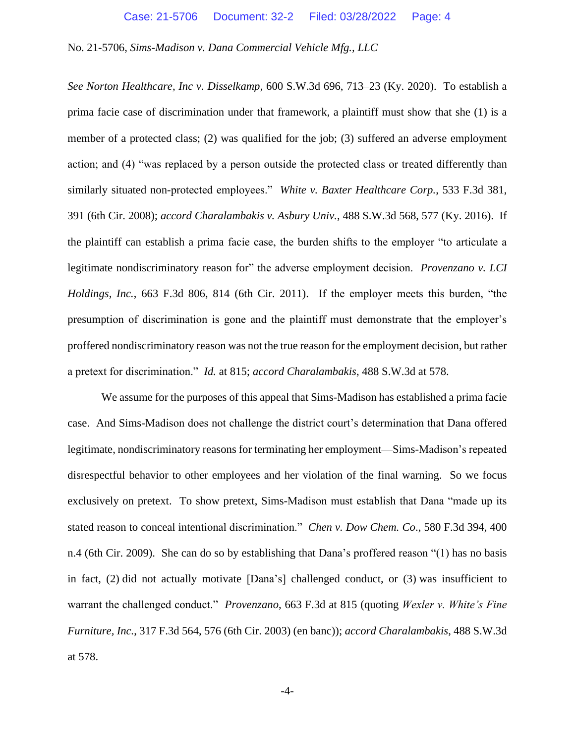*See Norton Healthcare, Inc v. Disselkamp*, 600 S.W.3d 696, 713–23 (Ky. 2020). To establish a prima facie case of discrimination under that framework, a plaintiff must show that she (1) is a member of a protected class; (2) was qualified for the job; (3) suffered an adverse employment action; and (4) "was replaced by a person outside the protected class or treated differently than similarly situated non-protected employees." *White v. Baxter Healthcare Corp.*, 533 F.3d 381, 391 (6th Cir. 2008); *accord Charalambakis v. Asbury Univ.*, 488 S.W.3d 568, 577 (Ky. 2016). If the plaintiff can establish a prima facie case, the burden shifts to the employer "to articulate a legitimate nondiscriminatory reason for" the adverse employment decision. *Provenzano v. LCI Holdings, Inc.*, 663 F.3d 806, 814 (6th Cir. 2011). If the employer meets this burden, "the presumption of discrimination is gone and the plaintiff must demonstrate that the employer's proffered nondiscriminatory reason was not the true reason for the employment decision, but rather a pretext for discrimination." *Id.* at 815; *accord Charalambakis*, 488 S.W.3d at 578.

We assume for the purposes of this appeal that Sims-Madison has established a prima facie case. And Sims-Madison does not challenge the district court's determination that Dana offered legitimate, nondiscriminatory reasons for terminating her employment—Sims-Madison's repeated disrespectful behavior to other employees and her violation of the final warning. So we focus exclusively on pretext. To show pretext, Sims-Madison must establish that Dana "made up its stated reason to conceal intentional discrimination." *Chen v. Dow Chem. Co*., 580 F.3d 394, 400 n.4 (6th Cir. 2009). She can do so by establishing that Dana's proffered reason "(1) has no basis in fact, (2) did not actually motivate [Dana's] challenged conduct, or (3) was insufficient to warrant the challenged conduct." *Provenzano*, 663 F.3d at 815 (quoting *Wexler v. White's Fine Furniture, Inc.*, 317 F.3d 564, 576 (6th Cir. 2003) (en banc)); *accord Charalambakis*, 488 S.W.3d at 578.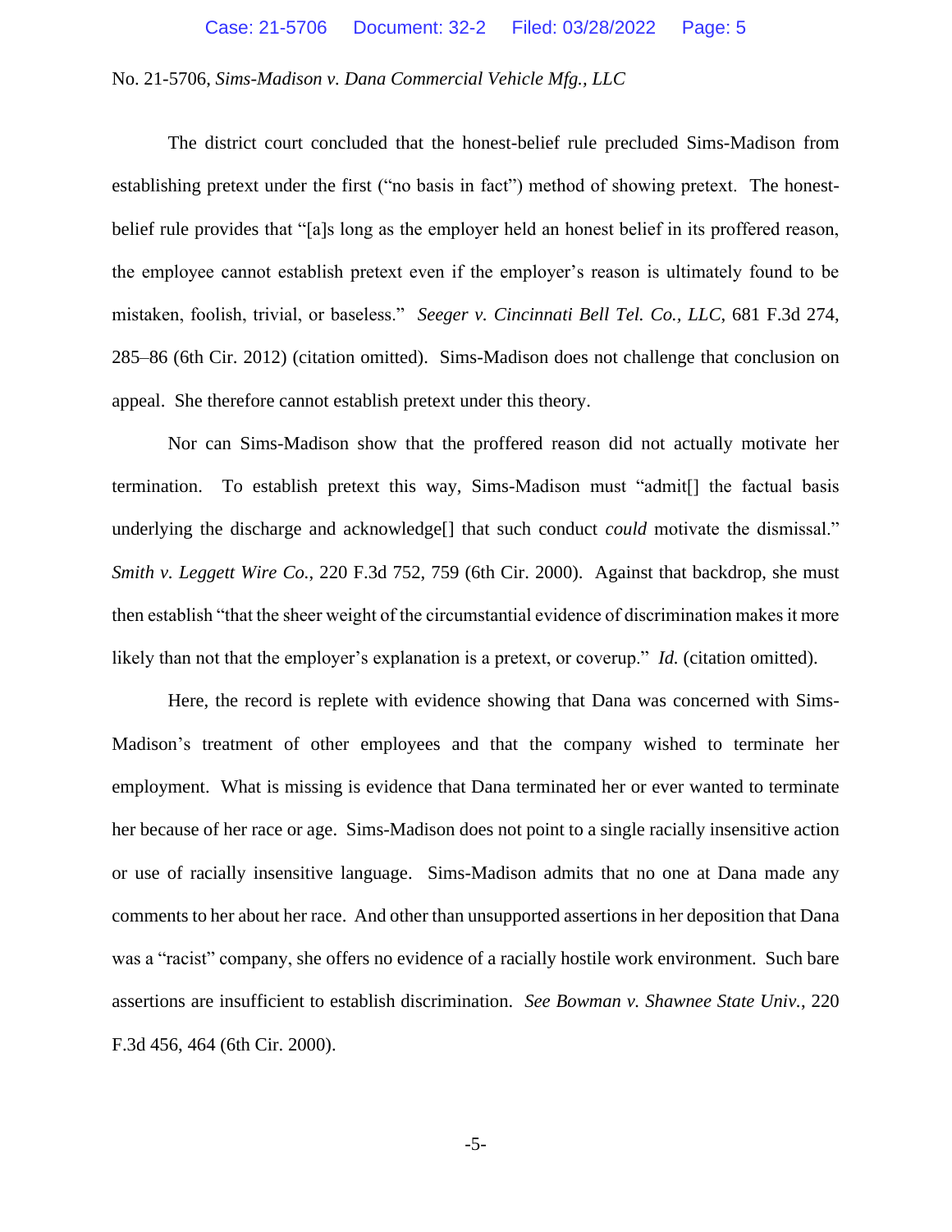The district court concluded that the honest-belief rule precluded Sims-Madison from establishing pretext under the first ("no basis in fact") method of showing pretext. The honest-belief rule provides that "[a]s long as the employer held an honest belief in its proffered reason, the employee cannot establish pretext even if the employer's reason is ultimately found to be mistaken, foolish, trivial, or baseless." *Seeger v. Cincinnati Bell Tel. Co., LLC*, 681 F.3d 274, 285–86 (6th Cir. 2012) (citation omitted). Sims-Madison does not challenge that conclusion on appeal. She therefore cannot establish pretext under this theory.

Nor can Sims-Madison show that the proffered reason did not actually motivate her termination. To establish pretext this way, Sims-Madison must "admit[] the factual basis underlying the discharge and acknowledge[] that such conduct *could* motivate the dismissal." *Smith v. Leggett Wire Co.*, 220 F.3d 752, 759 (6th Cir. 2000). Against that backdrop, she must then establish "that the sheer weight of the circumstantial evidence of discrimination makes it more likely than not that the employer's explanation is a pretext, or coverup." *Id.* (citation omitted).

Here, the record is replete with evidence showing that Dana was concerned with Sims-Madison's treatment of other employees and that the company wished to terminate her employment. What is missing is evidence that Dana terminated her or ever wanted to terminate her because of her race or age. Sims-Madison does not point to a single racially insensitive action or use of racially insensitive language. Sims-Madison admits that no one at Dana made any comments to her about her race. And other than unsupported assertions in her deposition that Dana was a "racist" company, she offers no evidence of a racially hostile work environment. Such bare assertions are insufficient to establish discrimination. *See Bowman v. Shawnee State Univ.*, 220 F.3d 456, 464 (6th Cir. 2000).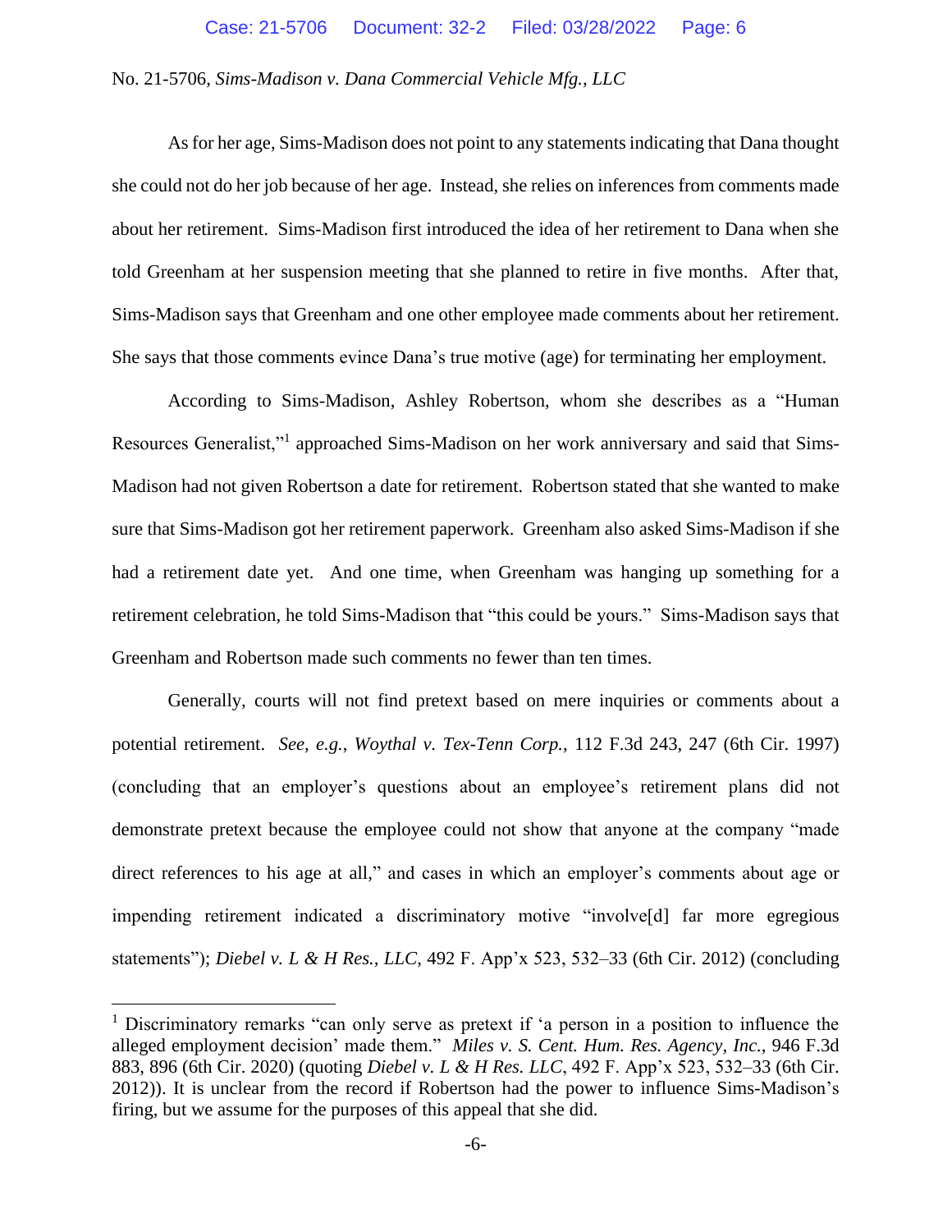As for her age, Sims-Madison does not point to any statements indicating that Dana thought she could not do her job because of her age. Instead, she relies on inferences from comments made about her retirement. Sims-Madison first introduced the idea of her retirement to Dana when she told Greenham at her suspension meeting that she planned to retire in five months. After that, Sims-Madison says that Greenham and one other employee made comments about her retirement. She says that those comments evince Dana's true motive (age) for terminating her employment.

According to Sims-Madison, Ashley Robertson, whom she describes as a "Human Resources Generalist,"[1] approached Sims-Madison on her work anniversary and said that Sims-Madison had not given Robertson a date for retirement. Robertson stated that she wanted to make sure that Sims-Madison got her retirement paperwork. Greenham also asked Sims-Madison if she had a retirement date yet. And one time, when Greenham was hanging up something for a retirement celebration, he told Sims-Madison that "this could be yours." Sims-Madison says that Greenham and Robertson made such comments no fewer than ten times.

Generally, courts will not find pretext based on mere inquiries or comments about a potential retirement. *See, e.g.*, *Woythal v. Tex-Tenn Corp.*, 112 F.3d 243, 247 (6th Cir. 1997) (concluding that an employer's questions about an employee's retirement plans did not demonstrate pretext because the employee could not show that anyone at the company "made direct references to his age at all," and cases in which an employer's comments about age or impending retirement indicated a discriminatory motive "involve[d] far more egregious statements"); *Diebel v. L & H Res., LLC*, 492 F. App'x 523, 532–33 (6th Cir. 2012) (concluding

---

[1] Discriminatory remarks "can only serve as pretext if 'a person in a position to influence the alleged employment decision' made them." *Miles v. S. Cent. Hum. Res. Agency, Inc.*, 946 F.3d 883, 896 (6th Cir. 2020) (quoting *Diebel v. L & H Res. LLC*, 492 F. App'x 523, 532–33 (6th Cir. 2012)). It is unclear from the record if Robertson had the power to influence Sims-Madison's firing, but we assume for the purposes of this appeal that she did.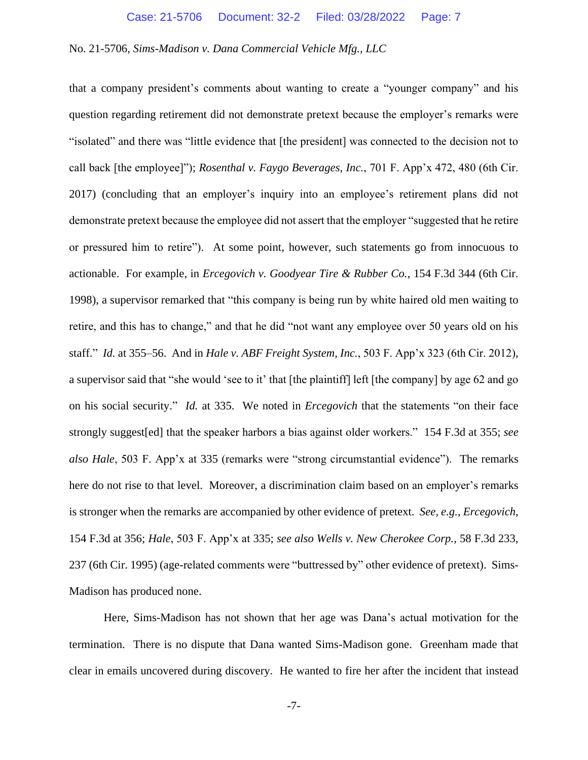that a company president's comments about wanting to create a "younger company" and his question regarding retirement did not demonstrate pretext because the employer's remarks were "isolated" and there was "little evidence that [the president] was connected to the decision not to call back [the employee]"); *Rosenthal v. Faygo Beverages, Inc.*, 701 F. App'x 472, 480 (6th Cir. 2017) (concluding that an employer's inquiry into an employee's retirement plans did not demonstrate pretext because the employee did not assert that the employer "suggested that he retire or pressured him to retire"). At some point, however, such statements go from innocuous to actionable. For example, in *Ercegovich v. Goodyear Tire & Rubber Co.*, 154 F.3d 344 (6th Cir. 1998), a supervisor remarked that "this company is being run by white haired old men waiting to retire, and this has to change," and that he did "not want any employee over 50 years old on his staff." *Id.* at 355–56. And in *Hale v. ABF Freight System, Inc.*, 503 F. App'x 323 (6th Cir. 2012), a supervisor said that "she would 'see to it' that [the plaintiff] left [the company] by age 62 and go on his social security." *Id.* at 335. We noted in *Ercegovich* that the statements "on their face strongly suggest[ed] that the speaker harbors a bias against older workers." 154 F.3d at 355; *see also Hale*, 503 F. App'x at 335 (remarks were "strong circumstantial evidence"). The remarks here do not rise to that level. Moreover, a discrimination claim based on an employer's remarks is stronger when the remarks are accompanied by other evidence of pretext. *See, e.g.*, *Ercegovich*, 154 F.3d at 356; *Hale*, 503 F. App'x at 335; *see also Wells v. New Cherokee Corp.*, 58 F.3d 233, 237 (6th Cir. 1995) (age-related comments were "buttressed by" other evidence of pretext). Sims-Madison has produced none.

Here, Sims-Madison has not shown that her age was Dana's actual motivation for the termination. There is no dispute that Dana wanted Sims-Madison gone. Greenham made that clear in emails uncovered during discovery. He wanted to fire her after the incident that instead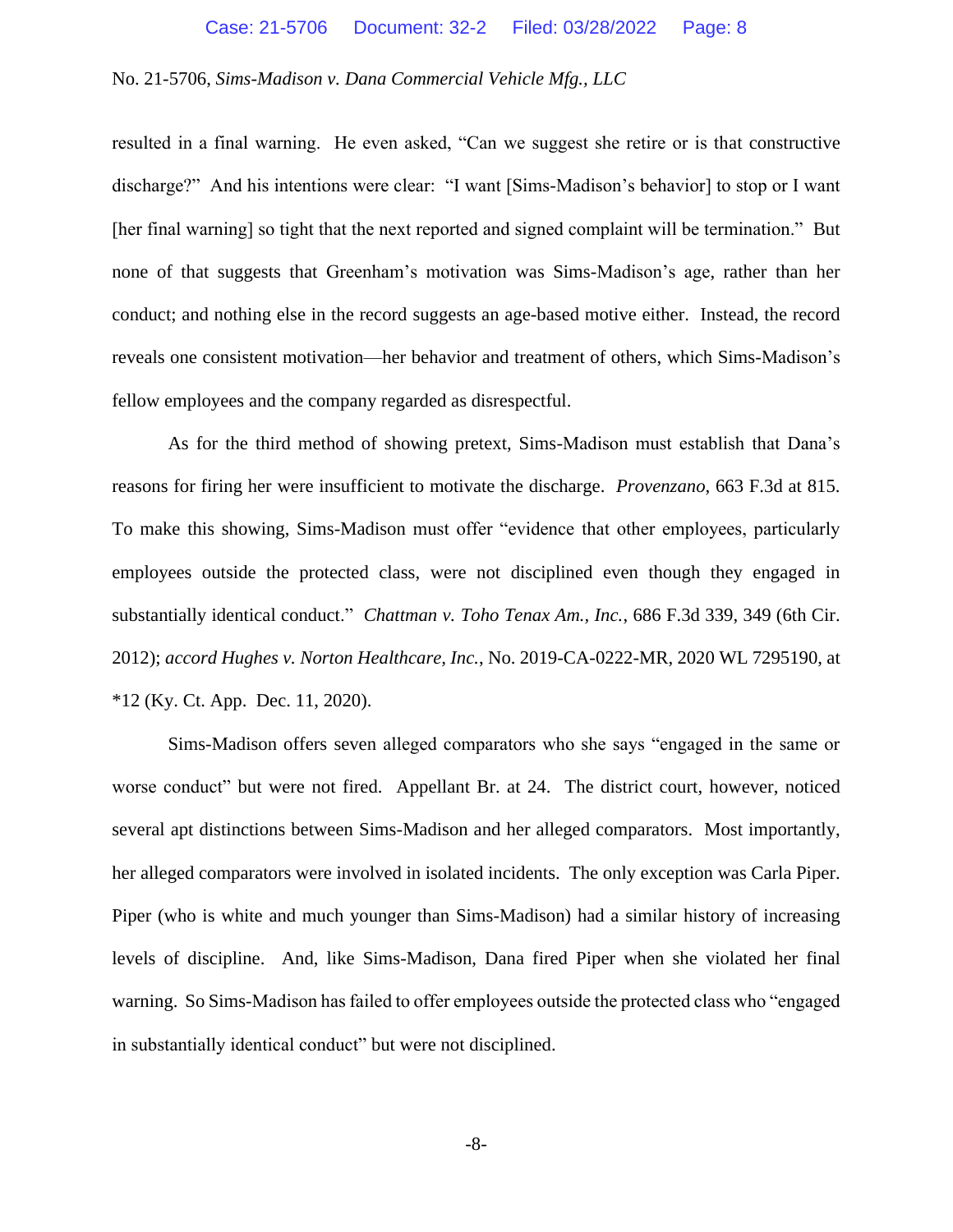resulted in a final warning. He even asked, "Can we suggest she retire or is that constructive discharge?" And his intentions were clear: "I want [Sims-Madison's behavior] to stop or I want [her final warning] so tight that the next reported and signed complaint will be termination." But none of that suggests that Greenham's motivation was Sims-Madison's age, rather than her conduct; and nothing else in the record suggests an age-based motive either. Instead, the record reveals one consistent motivation—her behavior and treatment of others, which Sims-Madison's fellow employees and the company regarded as disrespectful.

As for the third method of showing pretext, Sims-Madison must establish that Dana's reasons for firing her were insufficient to motivate the discharge. *Provenzano*, 663 F.3d at 815. To make this showing, Sims-Madison must offer "evidence that other employees, particularly employees outside the protected class, were not disciplined even though they engaged in substantially identical conduct." *Chattman v. Toho Tenax Am., Inc.*, 686 F.3d 339, 349 (6th Cir. 2012); *accord Hughes v. Norton Healthcare, Inc.*, No. 2019-CA-0222-MR, 2020 WL 7295190, at *12 (Ky. Ct. App. Dec. 11, 2020).

Sims-Madison offers seven alleged comparators who she says "engaged in the same or worse conduct" but were not fired. Appellant Br. at 24. The district court, however, noticed several apt distinctions between Sims-Madison and her alleged comparators. Most importantly, her alleged comparators were involved in isolated incidents. The only exception was Carla Piper. Piper (who is white and much younger than Sims-Madison) had a similar history of increasing levels of discipline. And, like Sims-Madison, Dana fired Piper when she violated her final warning. So Sims-Madison has failed to offer employees outside the protected class who "engaged in substantially identical conduct" but were not disciplined.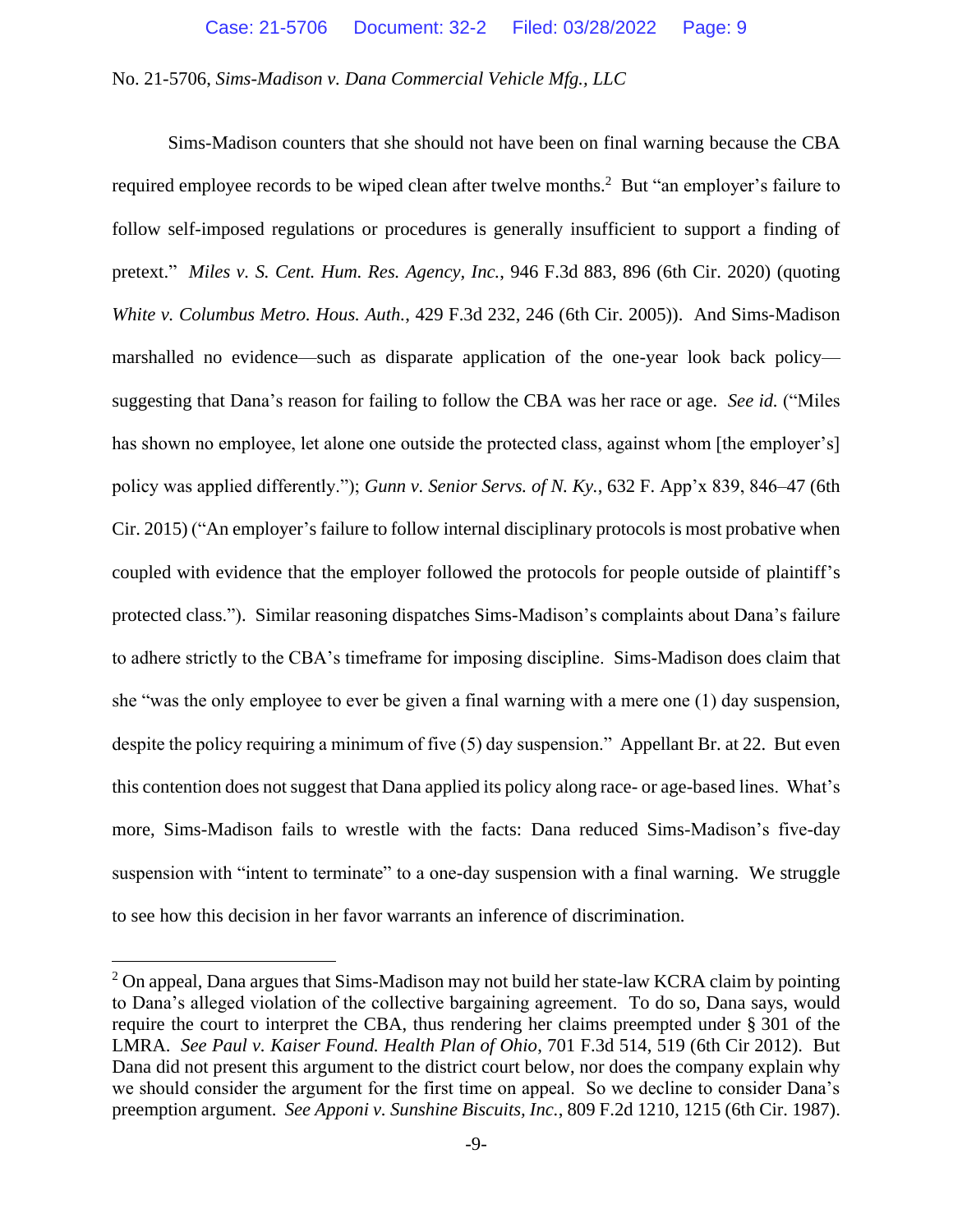Sims-Madison counters that she should not have been on final warning because the CBA required employee records to be wiped clean after twelve months.[2] But "an employer's failure to follow self-imposed regulations or procedures is generally insufficient to support a finding of pretext." *Miles v. S. Cent. Hum. Res. Agency, Inc.*, 946 F.3d 883, 896 (6th Cir. 2020) (quoting *White v. Columbus Metro. Hous. Auth.*, 429 F.3d 232, 246 (6th Cir. 2005)). And Sims-Madison marshalled no evidence—such as disparate application of the one-year look back policy—suggesting that Dana's reason for failing to follow the CBA was her race or age. *See id.* ("Miles has shown no employee, let alone one outside the protected class, against whom [the employer's] policy was applied differently."); *Gunn v. Senior Servs. of N. Ky.*, 632 F. App'x 839, 846–47 (6th Cir. 2015) ("An employer's failure to follow internal disciplinary protocols is most probative when coupled with evidence that the employer followed the protocols for people outside of plaintiff's protected class."). Similar reasoning dispatches Sims-Madison's complaints about Dana's failure to adhere strictly to the CBA's timeframe for imposing discipline. Sims-Madison does claim that she "was the only employee to ever be given a final warning with a mere one (1) day suspension, despite the policy requiring a minimum of five (5) day suspension." Appellant Br. at 22. But even this contention does not suggest that Dana applied its policy along race- or age-based lines. What's more, Sims-Madison fails to wrestle with the facts: Dana reduced Sims-Madison's five-day suspension with "intent to terminate" to a one-day suspension with a final warning. We struggle to see how this decision in her favor warrants an inference of discrimination.

---

[2] On appeal, Dana argues that Sims-Madison may not build her state-law KCRA claim by pointing to Dana's alleged violation of the collective bargaining agreement. To do so, Dana says, would require the court to interpret the CBA, thus rendering her claims preempted under § 301 of the LMRA. *See Paul v. Kaiser Found. Health Plan of Ohio*, 701 F.3d 514, 519 (6th Cir 2012). But Dana did not present this argument to the district court below, nor does the company explain why we should consider the argument for the first time on appeal. So we decline to consider Dana's preemption argument. *See Apponi v. Sunshine Biscuits, Inc.*, 809 F.2d 1210, 1215 (6th Cir. 1987).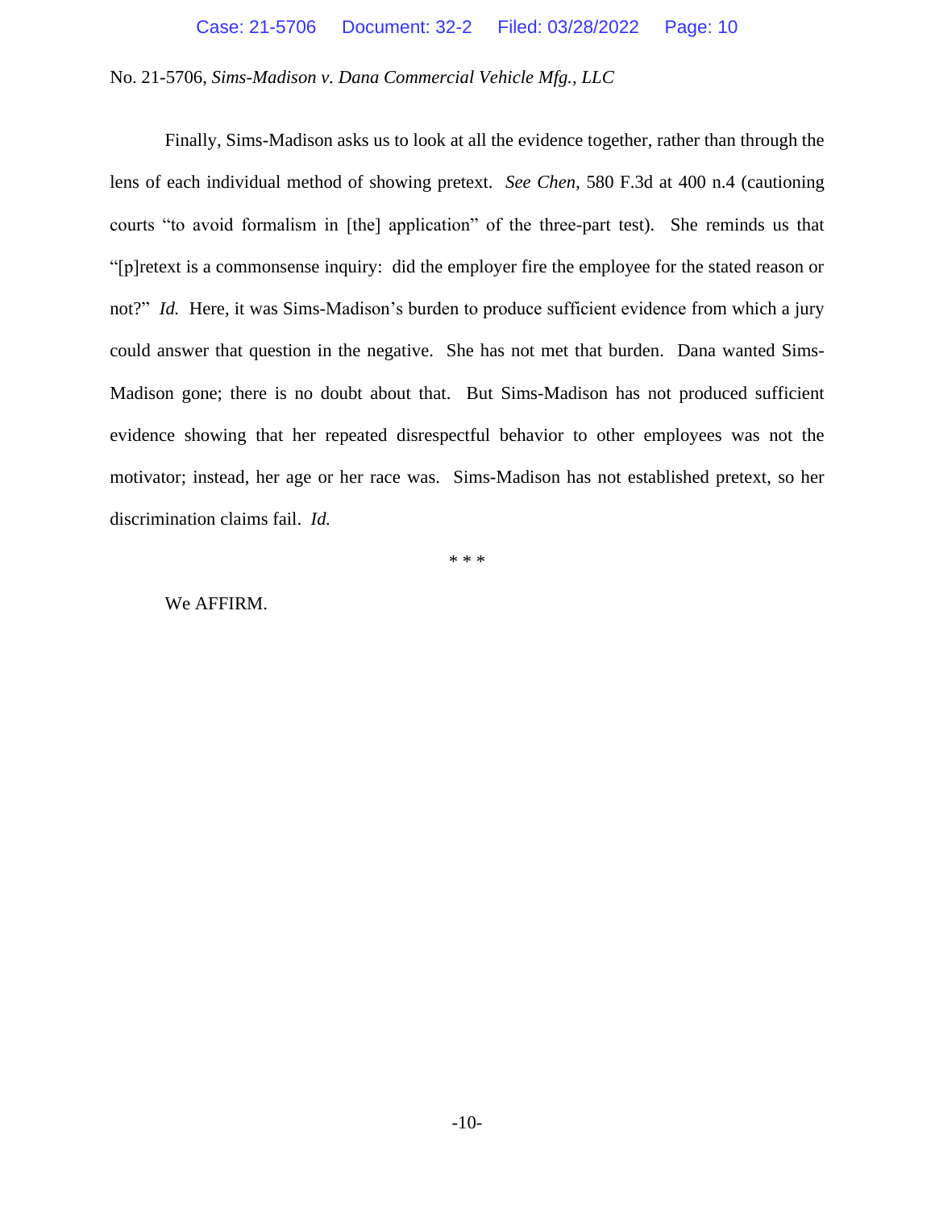Finally, Sims-Madison asks us to look at all the evidence together, rather than through the lens of each individual method of showing pretext. *See Chen*, 580 F.3d at 400 n.4 (cautioning courts "to avoid formalism in [the] application" of the three-part test). She reminds us that "[p]retext is a commonsense inquiry: did the employer fire the employee for the stated reason or not?" *Id.* Here, it was Sims-Madison's burden to produce sufficient evidence from which a jury could answer that question in the negative. She has not met that burden. Dana wanted Sims-Madison gone; there is no doubt about that. But Sims-Madison has not produced sufficient evidence showing that her repeated disrespectful behavior to other employees was not the motivator; instead, her age or her race was. Sims-Madison has not established pretext, so her discrimination claims fail. *Id.*

\* \* \*

We AFFIRM.